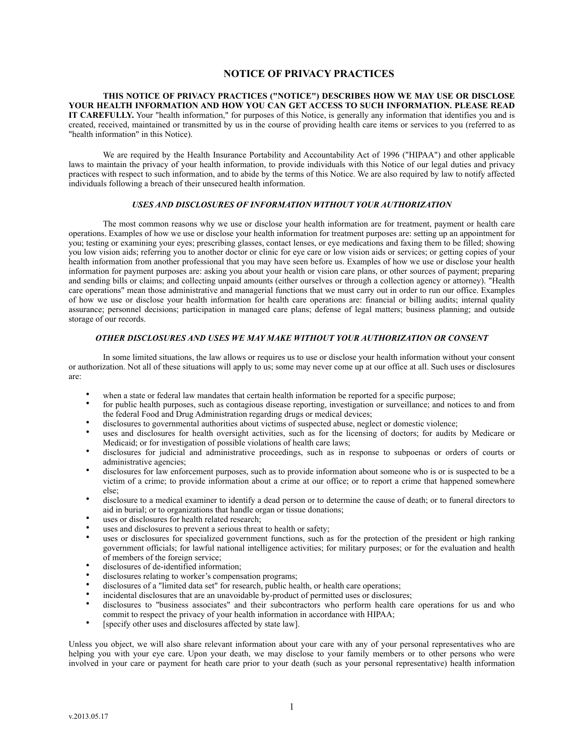# NOTICE OF PRIVACY PRACTICES

**THIS NOTICE OF PRIVACY PRACTICES ("NOTICE") DESCRIBES HOW WE MAY USE OR DISCLOSE YOUR HEALTH INFORMATION AND HOW YOU CAN GET ACCESS TO SUCH INFORMATION. PLEASE READ IT CAREFULLY.** Your "health information," for purposes of this Notice, is generally any information that identifies you and is created, received, maintained or transmitted by us in the course of providing health care items or services to you (referred to as "health information" in this Notice).

We are required by the Health Insurance Portability and Accountability Act of 1996 ("HIPAA") and other applicable laws to maintain the privacy of your health information, to provide individuals with this Notice of our legal duties and privacy practices with respect to such information, and to abide by the terms of this Notice. We are also required by law to notify affected individuals following a breach of their unsecured health information.

### *USES AND DISCLOSURES OF INFORMATION WITHOUT YOUR AUTHORIZATION*

The most common reasons why we use or disclose your health information are for treatment, payment or health care operations. Examples of how we use or disclose your health information for treatment purposes are: setting up an appointment for you; testing or examining your eyes; prescribing glasses, contact lenses, or eye medications and faxing them to be filled; showing you low vision aids; referring you to another doctor or clinic for eye care or low vision aids or services; or getting copies of your health information from another professional that you may have seen before us. Examples of how we use or disclose your health information for payment purposes are: asking you about your health or vision care plans, or other sources of payment; preparing and sending bills or claims; and collecting unpaid amounts (either ourselves or through a collection agency or attorney). "Health care operations" mean those administrative and managerial functions that we must carry out in order to run our office. Examples of how we use or disclose your health information for health care operations are: financial or billing audits; internal quality assurance; personnel decisions; participation in managed care plans; defense of legal matters; business planning; and outside storage of our records.

### *OTHER DISCLOSURES AND USES WE MAY MAKE WITHOUT YOUR AUTHORIZATION OR CONSENT*

In some limited situations, the law allows or requires us to use or disclose your health information without your consent or authorization. Not all of these situations will apply to us; some may never come up at our office at all. Such uses or disclosures are:

- when a state or federal law mandates that certain health information be reported for a specific purpose;
- for public health purposes, such as contagious disease reporting, investigation or surveillance; and notices to and from the federal Food and Drug Administration regarding drugs or medical devices;
- disclosures to governmental authorities about victims of suspected abuse, neglect or domestic violence;
- uses and disclosures for health oversight activities, such as for the licensing of doctors; for audits by Medicare or Medicaid; or for investigation of possible violations of health care laws;
- disclosures for judicial and administrative proceedings, such as in response to subpoenas or orders of courts or administrative agencies;
- disclosures for law enforcement purposes, such as to provide information about someone who is or is suspected to be a victim of a crime; to provide information about a crime at our office; or to report a crime that happened somewhere else;
- disclosure to a medical examiner to identify a dead person or to determine the cause of death; or to funeral directors to aid in burial; or to organizations that handle organ or tissue donations;
- uses or disclosures for health related research;
- uses and disclosures to prevent a serious threat to health or safety;
- uses or disclosures for specialized government functions, such as for the protection of the president or high ranking government officials; for lawful national intelligence activities; for military purposes; or for the evaluation and health of members of the foreign service;
- disclosures of de-identified information;
- disclosures relating to worker's compensation programs;
- disclosures of a "limited data set" for research, public health, or health care operations;
- incidental disclosures that are an unavoidable by-product of permitted uses or disclosures;
- disclosures to "business associates" and their subcontractors who perform health care operations for us and who commit to respect the privacy of your health information in accordance with HIPAA;
- [specify other uses and disclosures affected by state law].

Unless you object, we will also share relevant information about your care with any of your personal representatives who are helping you with your eye care. Upon your death, we may disclose to your family members or to other persons who were involved in your care or payment for heath care prior to your death (such as your personal representative) health information

v.2013.05.17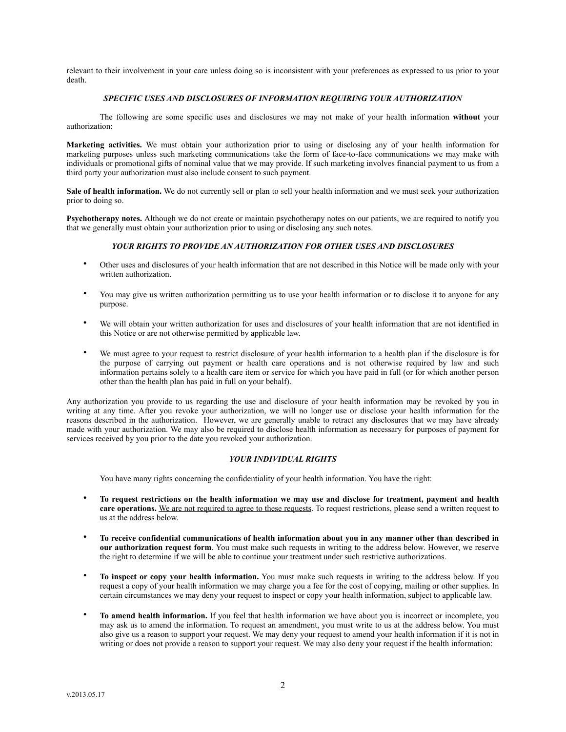relevant to their involvement in your care unless doing so is inconsistent with your preferences as expressed to us prior to your death.

### *SPECIFIC USES AND DISCLOSURES OF INFORMATION REQUIRING YOUR AUTHORIZATION*

The following are some specific uses and disclosures we may not make of your health information **without** your authorization:

**Marketing activities.** We must obtain your authorization prior to using or disclosing any of your health information for marketing purposes unless such marketing communications take the form of face-to-face communications we may make with individuals or promotional gifts of nominal value that we may provide. If such marketing involves financial payment to us from a third party your authorization must also include consent to such payment.

**Sale of health information.** We do not currently sell or plan to sell your health information and we must seek your authorization prior to doing so.

**Psychotherapy notes.** Although we do not create or maintain psychotherapy notes on our patients, we are required to notify you that we generally must obtain your authorization prior to using or disclosing any such notes.

### *YOUR RIGHTS TO PROVIDE AN AUTHORIZATION FOR OTHER USES AND DISCLOSURES*

- Other uses and disclosures of your health information that are not described in this Notice will be made only with your written authorization.
- You may give us written authorization permitting us to use your health information or to disclose it to anyone for any purpose.
- We will obtain your written authorization for uses and disclosures of your health information that are not identified in this Notice or are not otherwise permitted by applicable law.
- We must agree to your request to restrict disclosure of your health information to a health plan if the disclosure is for the purpose of carrying out payment or health care operations and is not otherwise required by law and such information pertains solely to a health care item or service for which you have paid in full (or for which another person other than the health plan has paid in full on your behalf).

Any authorization you provide to us regarding the use and disclosure of your health information may be revoked by you in writing at any time. After you revoke your authorization, we will no longer use or disclose your health information for the reasons described in the authorization. However, we are generally unable to retract any disclosures that we may have already made with your authorization. We may also be required to disclose health information as necessary for purposes of payment for services received by you prior to the date you revoked your authorization.

### *YOUR INDIVIDUAL RIGHTS*

You have many rights concerning the confidentiality of your health information. You have the right:

- **To request restrictions on the health information we may use and disclose for treatment, payment and health care operations.** <u>We are not required to agree to these requests</u>. To request restrictions, please send a written request to us at the address below.
- **To receive confidential communications of health information about you in any manner other than described in our authorization request form**. You must make such requests in writing to the address below. However, we reserve the right to determine if we will be able to continue your treatment under such restrictive authorizations.
- **To inspect or copy your health information.** You must make such requests in writing to the address below. If you request a copy of your health information we may charge you a fee for the cost of copying, mailing or other supplies. In certain circumstances we may deny your request to inspect or copy your health information, subject to applicable law.
- **To amend health information.** If you feel that health information we have about you is incorrect or incomplete, you may ask us to amend the information. To request an amendment, you must write to us at the address below. You must also give us a reason to support your request. We may deny your request to amend your health information if it is not in writing or does not provide a reason to support your request. We may also deny your request if the health information:

v.2013.05.17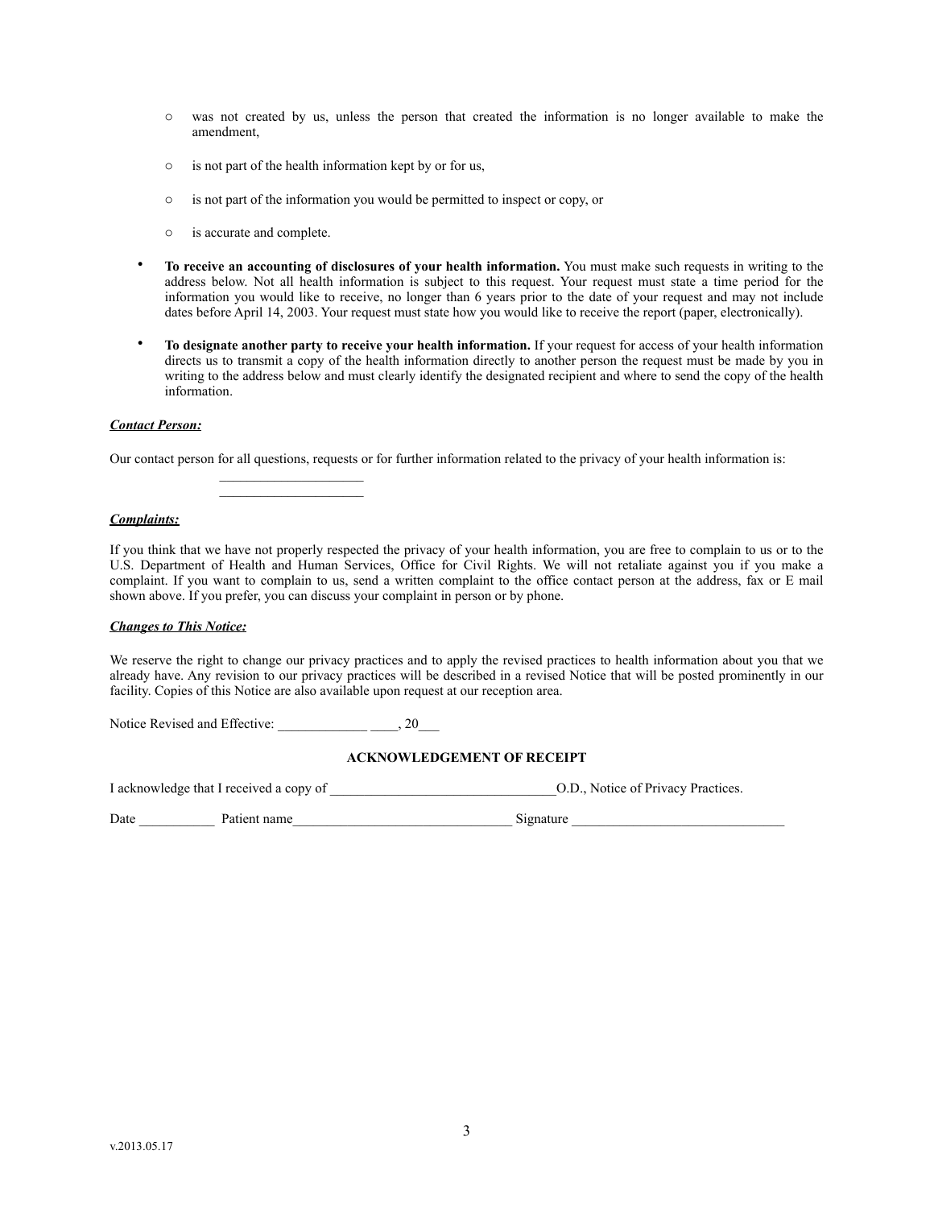- was not created by us, unless the person that created the information is no longer available to make the amendment,
- is not part of the health information kept by or for us,
- is not part of the information you would be permitted to inspect or copy, or
- is accurate and complete.

- **To receive an accounting of disclosures of your health information.** You must make such requests in writing to the address below. Not all health information is subject to this request. Your request must state a time period for the information you would like to receive, no longer than 6 years prior to the date of your request and may not include dates before April 14, 2003. Your request must state how you would like to receive the report (paper, electronically).

- **To designate another party to receive your health information.** If your request for access of your health information directs us to transmit a copy of the health information directly to another person the request must be made by you in writing to the address below and must clearly identify the designated recipient and where to send the copy of the health information.

***Contact Person:***

Our contact person for all questions, requests or for further information related to the privacy of your health information is:

_____________________

_____________________

***Complaints:***

If you think that we have not properly respected the privacy of your health information, you are free to complain to us or to the U.S. Department of Health and Human Services, Office for Civil Rights. We will not retaliate against you if you make a complaint. If you want to complain to us, send a written complaint to the office contact person at the address, fax or E mail shown above. If you prefer, you can discuss your complaint in person or by phone.

***Changes to This Notice:***

We reserve the right to change our privacy practices and to apply the revised practices to health information about you that we already have. Any revision to our privacy practices will be described in a revised Notice that will be posted prominently in our facility. Copies of this Notice are also available upon request at our reception area.

Notice Revised and Effective: _____________ ____, 20___

**ACKNOWLEDGEMENT OF RECEIPT**

I acknowledge that I received a copy of ________________________________O.D., Notice of Privacy Practices.

Date ___________ Patient name_______________________________ Signature ______________________________

v.2013.05.17